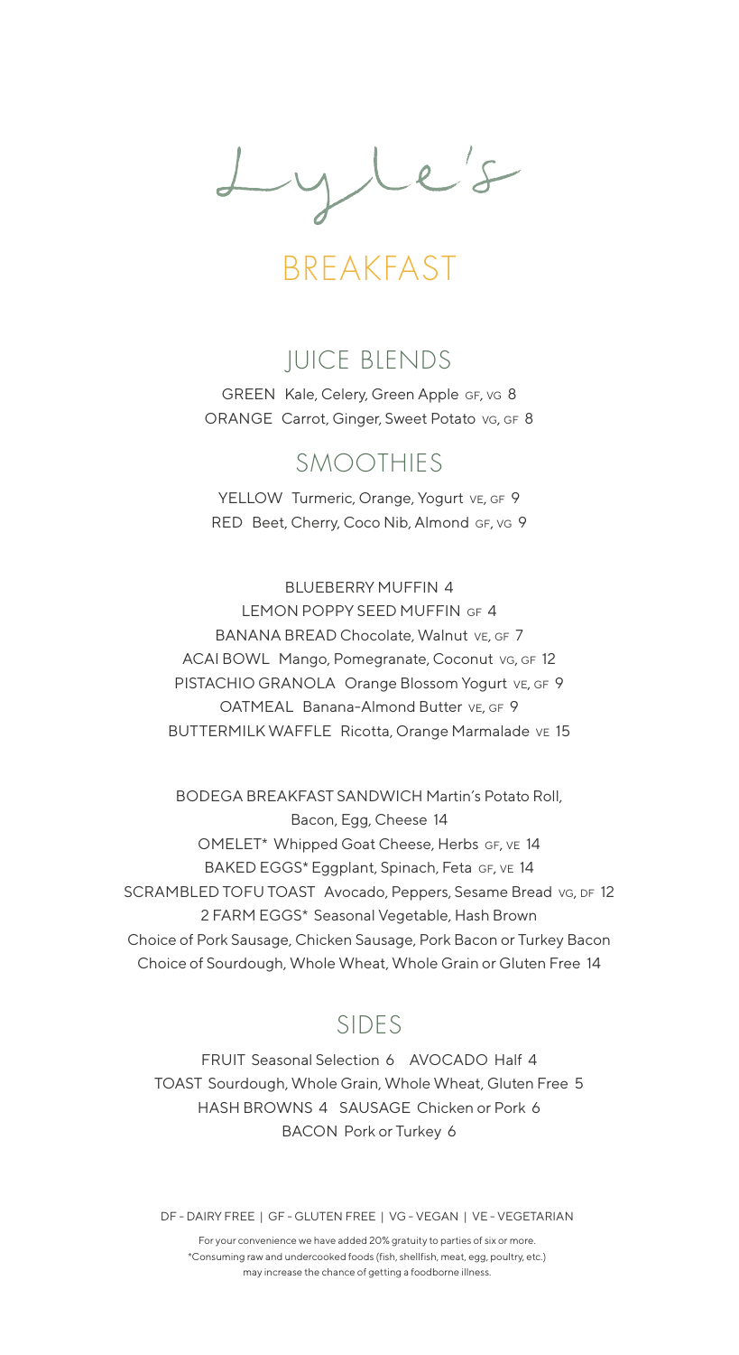# Lyle's

# BREAKFAST

## JUICE BLENDS

GREEN Kale, Celery, Green Apple GF, VG 8

ORANGE Carrot, Ginger, Sweet Potato VG, GF 8

## SMOOTHIES

YELLOW Turmeric, Orange, Yogurt VE, GF 9

RED Beet, Cherry, Coco Nib, Almond GF, VG 9

BLUEBERRY MUFFIN 4

LEMON POPPY SEED MUFFIN GF 4

BANANA BREAD Chocolate, Walnut VE, GF 7

ACAI BOWL Mango, Pomegranate, Coconut VG, GF 12

PISTACHIO GRANOLA Orange Blossom Yogurt VE, GF 9

OATMEAL Banana-Almond Butter VE, GF 9

BUTTERMILK WAFFLE Ricotta, Orange Marmalade VE 15

BODEGA BREAKFAST SANDWICH Martin's Potato Roll, Bacon, Egg, Cheese 14

OMELET* Whipped Goat Cheese, Herbs GF, VE 14

BAKED EGGS* Eggplant, Spinach, Feta GF, VE 14

SCRAMBLED TOFU TOAST Avocado, Peppers, Sesame Bread VG, DF 12

2 FARM EGGS* Seasonal Vegetable, Hash Brown
Choice of Pork Sausage, Chicken Sausage, Pork Bacon or Turkey Bacon
Choice of Sourdough, Whole Wheat, Whole Grain or Gluten Free 14

## SIDES

FRUIT Seasonal Selection 6 AVOCADO Half 4

TOAST Sourdough, Whole Grain, Whole Wheat, Gluten Free 5

HASH BROWNS 4 SAUSAGE Chicken or Pork 6

BACON Pork or Turkey 6

DF - DAIRY FREE | GF - GLUTEN FREE | VG - VEGAN | VE - VEGETARIAN

For your convenience we have added 20% gratuity to parties of six or more.
*Consuming raw and undercooked foods (fish, shellfish, meat, egg, poultry, etc.) may increase the chance of getting a foodborne illness.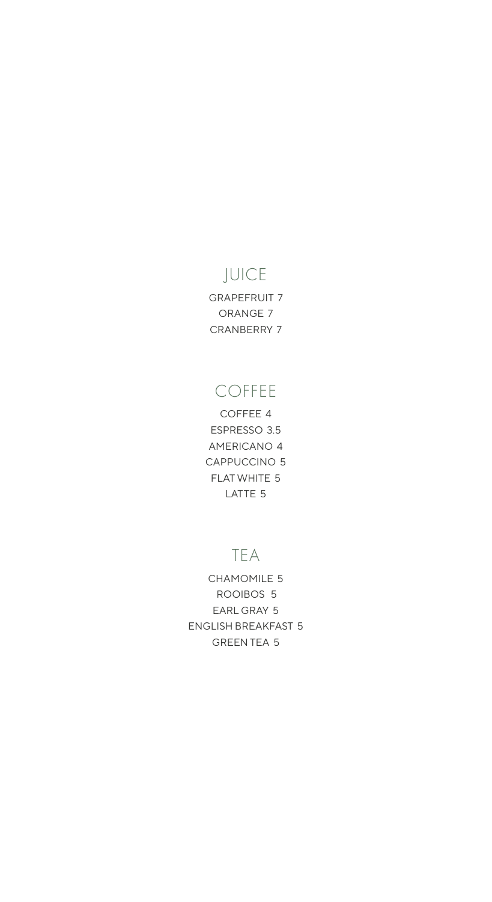## JUICE

GRAPEFRUIT 7

ORANGE 7

CRANBERRY 7

## COFFEE

COFFEE 4

ESPRESSO 3.5

AMERICANO 4

CAPPUCCINO 5

FLAT WHITE 5

LATTE 5

## TEA

CHAMOMILE 5

ROOIBOS 5

EARL GRAY 5

ENGLISH BREAKFAST 5

GREEN TEA 5